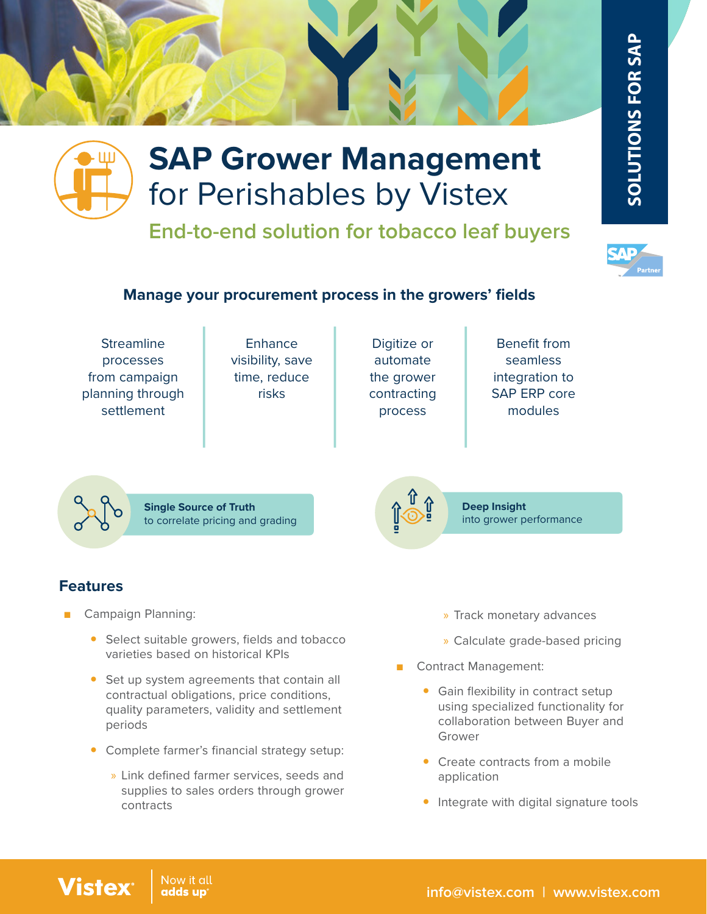SOLUTIONS FOR SAP

# SAP Grower Management for Perishables by Vistex

## End-to-end solution for tobacco leaf buyers

### Manage your procurement process in the growers' fields

- Streamline processes from campaign planning through settlement
- Enhance visibility, save time, reduce risks
- Digitize or automate the grower contracting process
- Benefit from seamless integration to SAP ERP core modules

**Single Source of Truth**
to correlate pricing and grading

**Deep Insight**
into grower performance

## Features

- Campaign Planning:
  - Select suitable growers, fields and tobacco varieties based on historical KPIs
  - Set up system agreements that contain all contractual obligations, price conditions, quality parameters, validity and settlement periods
  - Complete farmer's financial strategy setup:
    - Link defined farmer services, seeds and supplies to sales orders through grower contracts
    - Track monetary advances
    - Calculate grade-based pricing
- Contract Management:
  - Gain flexibility in contract setup using specialized functionality for collaboration between Buyer and Grower
  - Create contracts from a mobile application
  - Integrate with digital signature tools

Vistex | Now it all adds up

info@vistex.com | www.vistex.com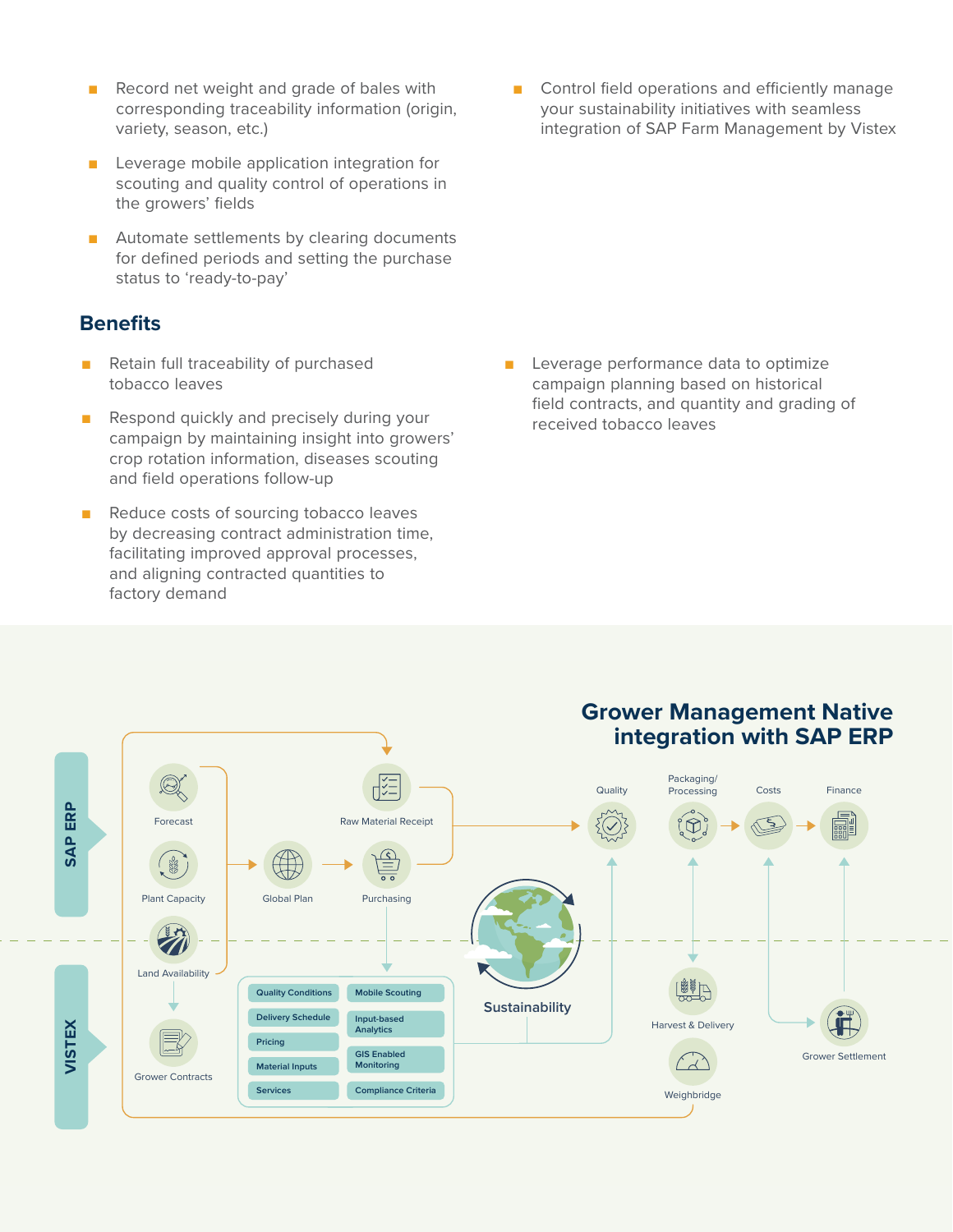- Record net weight and grade of bales with corresponding traceability information (origin, variety, season, etc.)
- Leverage mobile application integration for scouting and quality control of operations in the growers' fields
- Automate settlements by clearing documents for defined periods and setting the purchase status to 'ready-to-pay'
- Control field operations and efficiently manage your sustainability initiatives with seamless integration of SAP Farm Management by Vistex

## Benefits

- Retain full traceability of purchased tobacco leaves
- Respond quickly and precisely during your campaign by maintaining insight into growers' crop rotation information, diseases scouting and field operations follow-up
- Reduce costs of sourcing tobacco leaves by decreasing contract administration time, facilitating improved approval processes, and aligning contracted quantities to factory demand
- Leverage performance data to optimize campaign planning based on historical field contracts, and quantity and grading of received tobacco leaves

## Grower Management Native integration with SAP ERP

SAP ERP

Forecast

Plant Capacity

Land Availability

Global Plan

Raw Material Receipt

Purchasing

Quality

Packaging/ Processing

Costs

Finance

Sustainability

VISTEX

Grower Contracts

Quality Conditions

Delivery Schedule

Pricing

Material Inputs

Services

Mobile Scouting

Input-based Analytics

GIS Enabled Monitoring

Compliance Criteria

Harvest & Delivery

Weighbridge

Grower Settlement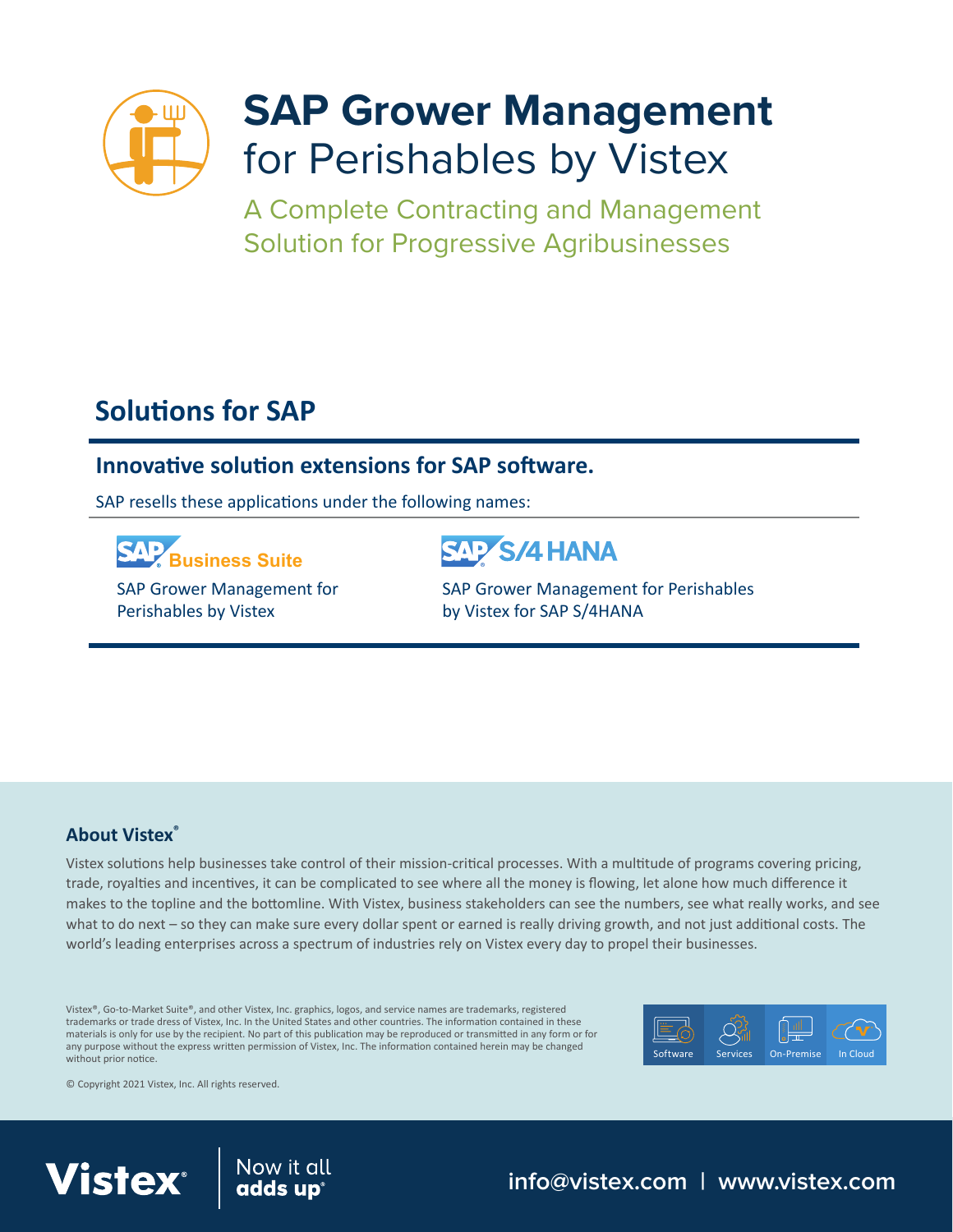# SAP Grower Management for Perishables by Vistex

A Complete Contracting and Management Solution for Progressive Agribusinesses

## Solutions for SAP

### Innovative solution extensions for SAP software.

SAP resells these applications under the following names:

SAP Business Suite

SAP Grower Management for Perishables by Vistex

SAP S/4HANA

SAP Grower Management for Perishables by Vistex for SAP S/4HANA

### About Vistex®

Vistex solutions help businesses take control of their mission-critical processes. With a multitude of programs covering pricing, trade, royalties and incentives, it can be complicated to see where all the money is flowing, let alone how much difference it makes to the topline and the bottomline. With Vistex, business stakeholders can see the numbers, see what really works, and see what to do next – so they can make sure every dollar spent or earned is really driving growth, and not just additional costs. The world's leading enterprises across a spectrum of industries rely on Vistex every day to propel their businesses.

Vistex®, Go-to-Market Suite®, and other Vistex, Inc. graphics, logos, and service names are trademarks, registered trademarks or trade dress of Vistex, Inc. In the United States and other countries. The information contained in these materials is only for use by the recipient. No part of this publication may be reproduced or transmitted in any form or for any purpose without the express written permission of Vistex, Inc. The information contained herein may be changed without prior notice.

Software | Services | On-Premise | In Cloud

© Copyright 2021 Vistex, Inc. All rights reserved.

Vistex® Now it all adds up®

info@vistex.com | www.vistex.com